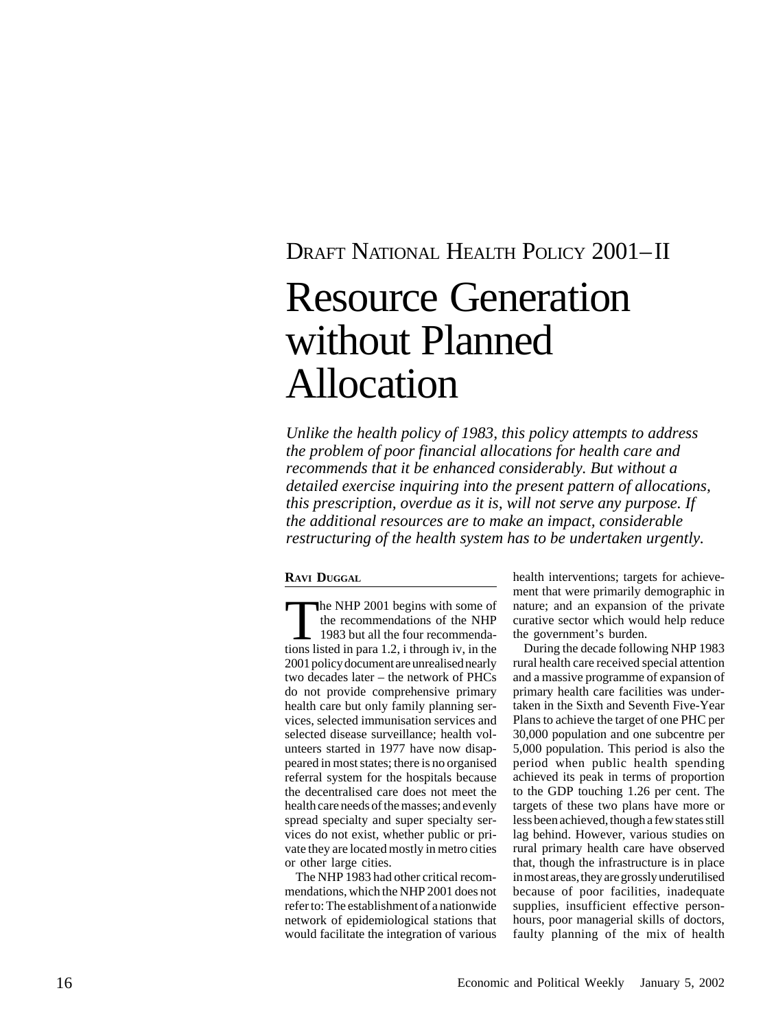## DRAFT NATIONAL HEALTH POLICY 2001–II

# Resource Generation without Planned Allocation

*Unlike the health policy of 1983, this policy attempts to address the problem of poor financial allocations for health care and recommends that it be enhanced considerably. But without a detailed exercise inquiring into the present pattern of allocations, this prescription, overdue as it is, will not serve any purpose. If the additional resources are to make an impact, considerable restructuring of the health system has to be undertaken urgently.*

**RAVI DUGGAL**

The NHP 2001 begins with some of the recommendations of the NHP 1983 but all the four recommendations listed in para 1.2, i through iv, in the 2001 policy document are unrealised nearly two decades later – the network of PHCs do not provide comprehensive primary health care but only family planning services, selected immunisation services and selected disease surveillance; health volunteers started in 1977 have now disappeared in most states; there is no organised referral system for the hospitals because the decentralised care does not meet the health care needs of the masses; and evenly spread specialty and super specialty services do not exist, whether public or private they are located mostly in metro cities or other large cities.

The NHP 1983 had other critical recommendations, which the NHP 2001 does not refer to: The establishment of a nationwide network of epidemiological stations that would facilitate the integration of various health interventions; targets for achievement that were primarily demographic in nature; and an expansion of the private curative sector which would help reduce the government's burden.

During the decade following NHP 1983 rural health care received special attention and a massive programme of expansion of primary health care facilities was undertaken in the Sixth and Seventh Five-Year Plans to achieve the target of one PHC per 30,000 population and one subcentre per 5,000 population. This period is also the period when public health spending achieved its peak in terms of proportion to the GDP touching 1.26 per cent. The targets of these two plans have more or less been achieved, though a few states still lag behind. However, various studies on rural primary health care have observed that, though the infrastructure is in place in most areas, they are grossly underutilised because of poor facilities, inadequate supplies, insufficient effective personhours, poor managerial skills of doctors, faulty planning of the mix of health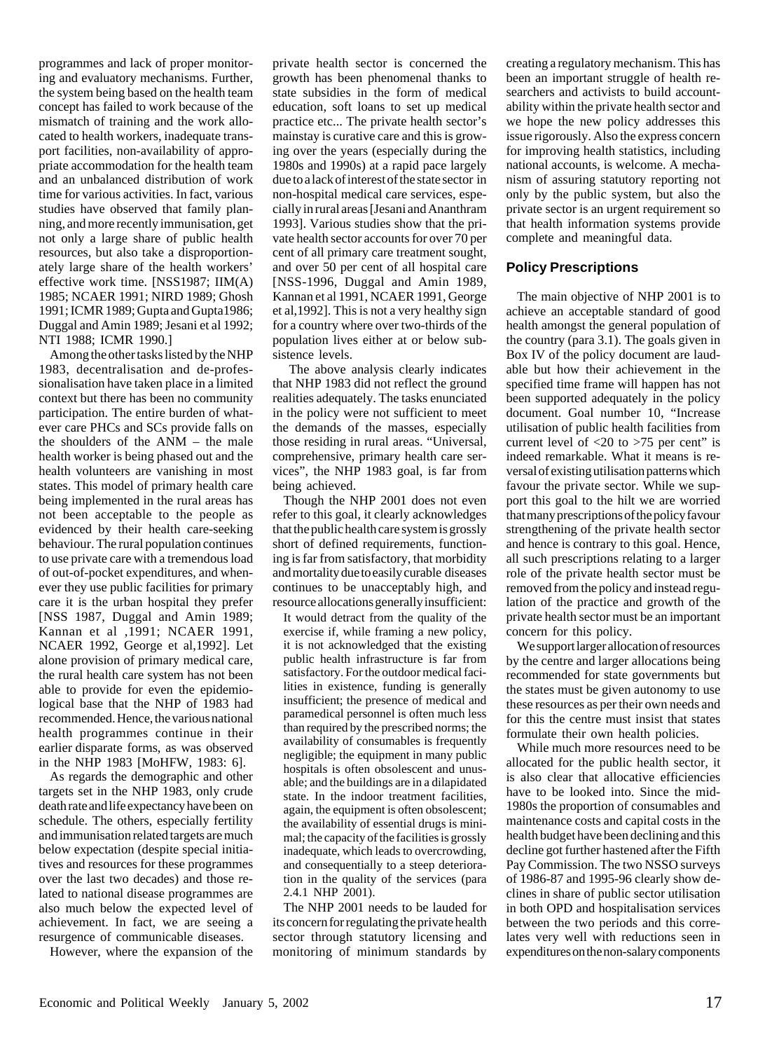programmes and lack of proper monitoring and evaluatory mechanisms. Further, the system being based on the health team concept has failed to work because of the mismatch of training and the work allocated to health workers, inadequate transport facilities, non-availability of appropriate accommodation for the health team and an unbalanced distribution of work time for various activities. In fact, various studies have observed that family planning, and more recently immunisation, get not only a large share of public health resources, but also take a disproportionately large share of the health workers' effective work time. [NSS1987; IIM(A) 1985; NCAER 1991; NIRD 1989; Ghosh 1991; ICMR 1989; Gupta and Gupta1986; Duggal and Amin 1989; Jesani et al 1992; NTI 1988; ICMR 1990.]

Among the other tasks listed by the NHP 1983, decentralisation and de-professionalisation have taken place in a limited context but there has been no community participation. The entire burden of whatever care PHCs and SCs provide falls on the shoulders of the ANM – the male health worker is being phased out and the health volunteers are vanishing in most states. This model of primary health care being implemented in the rural areas has not been acceptable to the people as evidenced by their health care-seeking behaviour. The rural population continues to use private care with a tremendous load of out-of-pocket expenditures, and whenever they use public facilities for primary care it is the urban hospital they prefer [NSS 1987, Duggal and Amin 1989; Kannan et al ,1991; NCAER 1991, NCAER 1992, George et al,1992]. Let alone provision of primary medical care, the rural health care system has not been able to provide for even the epidemiological base that the NHP of 1983 had recommended. Hence, the various national health programmes continue in their earlier disparate forms, as was observed in the NHP 1983 [MoHFW, 1983: 6].

As regards the demographic and other targets set in the NHP 1983, only crude death rate and life expectancy have been on schedule. The others, especially fertility and immunisation related targets are much below expectation (despite special initiatives and resources for these programmes over the last two decades) and those related to national disease programmes are also much below the expected level of achievement. In fact, we are seeing a resurgence of communicable diseases.

However, where the expansion of the private health sector is concerned the growth has been phenomenal thanks to state subsidies in the form of medical education, soft loans to set up medical practice etc... The private health sector's mainstay is curative care and this is growing over the years (especially during the 1980s and 1990s) at a rapid pace largely due to a lack of interest of the state sector in non-hospital medical care services, especially in rural areas [Jesani and Ananthram 1993]. Various studies show that the private health sector accounts for over 70 per cent of all primary care treatment sought, and over 50 per cent of all hospital care [NSS-1996, Duggal and Amin 1989, Kannan et al 1991, NCAER 1991, George et al,1992]. This is not a very healthy sign for a country where over two-thirds of the population lives either at or below subsistence levels.

The above analysis clearly indicates that NHP 1983 did not reflect the ground realities adequately. The tasks enunciated in the policy were not sufficient to meet the demands of the masses, especially those residing in rural areas. "Universal, comprehensive, primary health care services", the NHP 1983 goal, is far from being achieved.

Though the NHP 2001 does not even refer to this goal, it clearly acknowledges that the public health care system is grossly short of defined requirements, functioning is far from satisfactory, that morbidity and mortality due to easily curable diseases continues to be unacceptably high, and resource allocations generally insufficient:

> It would detract from the quality of the exercise if, while framing a new policy, it is not acknowledged that the existing public health infrastructure is far from satisfactory. For the outdoor medical facilities in existence, funding is generally insufficient; the presence of medical and paramedical personnel is often much less than required by the prescribed norms; the availability of consumables is frequently negligible; the equipment in many public hospitals is often obsolescent and unusable; and the buildings are in a dilapidated state. In the indoor treatment facilities, again, the equipment is often obsolescent; the availability of essential drugs is minimal; the capacity of the facilities is grossly inadequate, which leads to overcrowding, and consequentially to a steep deterioration in the quality of the services (para 2.4.1 NHP 2001).

The NHP 2001 needs to be lauded for its concern for regulating the private health sector through statutory licensing and monitoring of minimum standards by creating a regulatory mechanism. This has been an important struggle of health researchers and activists to build accountability within the private health sector and we hope the new policy addresses this issue rigorously. Also the express concern for improving health statistics, including national accounts, is welcome. A mechanism of assuring statutory reporting not only by the public system, but also the private sector is an urgent requirement so that health information systems provide complete and meaningful data.

## Policy Prescriptions

The main objective of NHP 2001 is to achieve an acceptable standard of good health amongst the general population of the country (para 3.1). The goals given in Box IV of the policy document are laudable but how their achievement in the specified time frame will happen has not been supported adequately in the policy document. Goal number 10, "Increase utilisation of public health facilities from current level of <20 to >75 per cent" is indeed remarkable. What it means is reversal of existing utilisation patterns which favour the private sector. While we support this goal to the hilt we are worried that many prescriptions of the policy favour strengthening of the private health sector and hence is contrary to this goal. Hence, all such prescriptions relating to a larger role of the private health sector must be removed from the policy and instead regulation of the practice and growth of the private health sector must be an important concern for this policy.

We support larger allocation of resources by the centre and larger allocations being recommended for state governments but the states must be given autonomy to use these resources as per their own needs and for this the centre must insist that states formulate their own health policies.

While much more resources need to be allocated for the public health sector, it is also clear that allocative efficiencies have to be looked into. Since the mid-1980s the proportion of consumables and maintenance costs and capital costs in the health budget have been declining and this decline got further hastened after the Fifth Pay Commission. The two NSSO surveys of 1986-87 and 1995-96 clearly show declines in share of public sector utilisation in both OPD and hospitalisation services between the two periods and this correlates very well with reductions seen in expenditures on the non-salary components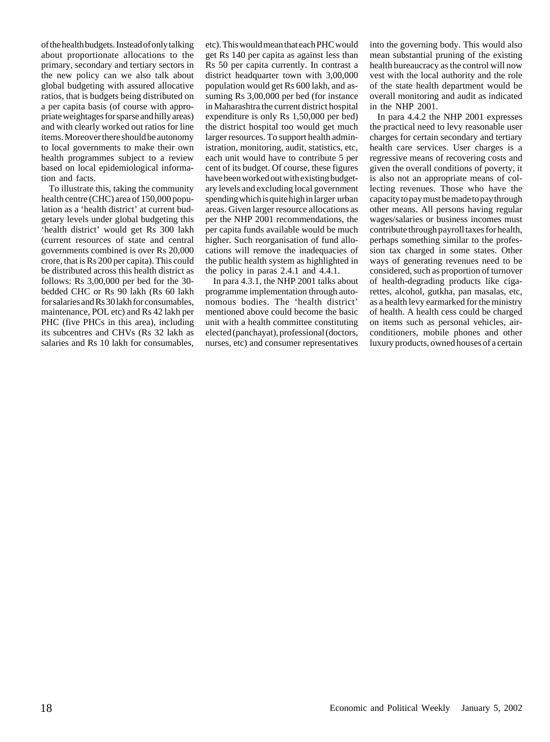of the health budgets. Instead of only talking about proportionate allocations to the primary, secondary and tertiary sectors in the new policy can we also talk about global budgeting with assured allocative ratios, that is budgets being distributed on a per capita basis (of course with appropriate weightages for sparse and hilly areas) and with clearly worked out ratios for line items. Moreover there should be autonomy to local governments to make their own health programmes subject to a review based on local epidemiological information and facts.

To illustrate this, taking the community health centre (CHC) area of 150,000 population as a 'health district' at current budgetary levels under global budgeting this 'health district' would get Rs 300 lakh (current resources of state and central governments combined is over Rs 20,000 crore, that is Rs 200 per capita). This could be distributed across this health district as follows: Rs 3,00,000 per bed for the 30-bedded CHC or Rs 90 lakh (Rs 60 lakh for salaries and Rs 30 lakh for consumables, maintenance, POL etc) and Rs 42 lakh per PHC (five PHCs in this area), including its subcentres and CHVs (Rs 32 lakh as salaries and Rs 10 lakh for consumables, etc). This would mean that each PHC would get Rs 140 per capita as against less than Rs 50 per capita currently. In contrast a district headquarter town with 3,00,000 population would get Rs 600 lakh, and assuming Rs 3,00,000 per bed (for instance in Maharashtra the current district hospital expenditure is only Rs 1,50,000 per bed) the district hospital too would get much larger resources. To support health administration, monitoring, audit, statistics, etc, each unit would have to contribute 5 per cent of its budget. Of course, these figures have been worked out with existing budgetary levels and excluding local government spending which is quite high in larger urban areas. Given larger resource allocations as per the NHP 2001 recommendations, the per capita funds available would be much higher. Such reorganisation of fund allocations will remove the inadequacies of the public health system as highlighted in the policy in paras 2.4.1 and 4.4.1.

In para 4.3.1, the NHP 2001 talks about programme implementation through autonomous bodies. The 'health district' mentioned above could become the basic unit with a health committee constituting elected (panchayat), professional (doctors, nurses, etc) and consumer representatives into the governing body. This would also mean substantial pruning of the existing health bureaucracy as the control will now vest with the local authority and the role of the state health department would be overall monitoring and audit as indicated in the NHP 2001.

In para 4.4.2 the NHP 2001 expresses the practical need to levy reasonable user charges for certain secondary and tertiary health care services. User charges is a regressive means of recovering costs and given the overall conditions of poverty, it is also not an appropriate means of collecting revenues. Those who have the capacity to pay must be made to pay through other means. All persons having regular wages/salaries or business incomes must contribute through payroll taxes for health, perhaps something similar to the profession tax charged in some states. Other ways of generating revenues need to be considered, such as proportion of turnover of health-degrading products like cigarettes, alcohol, gutkha, pan masalas, etc, as a health levy earmarked for the ministry of health. A health cess could be charged on items such as personal vehicles, air-conditioners, mobile phones and other luxury products, owned houses of a certain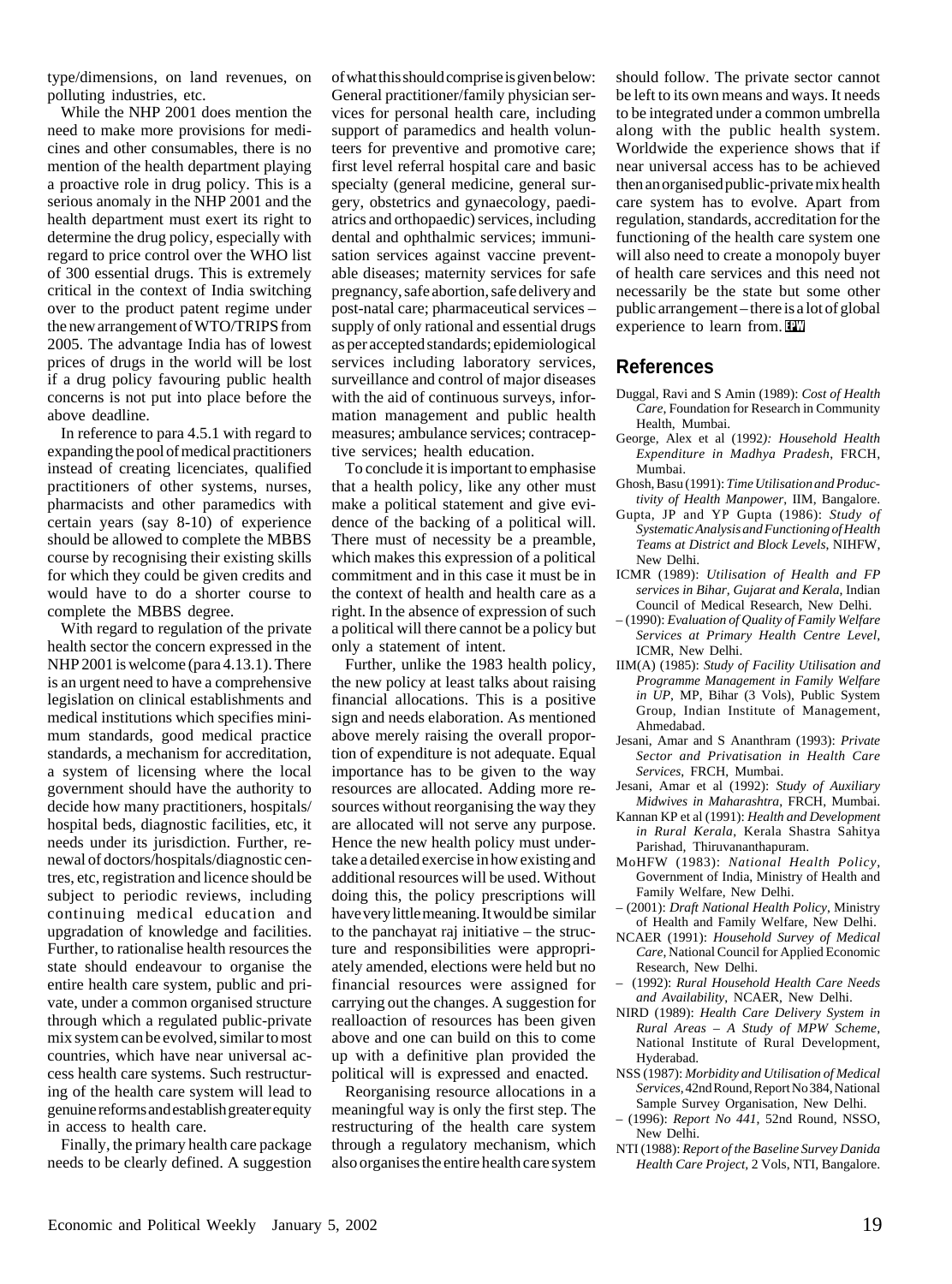type/dimensions, on land revenues, on polluting industries, etc.

While the NHP 2001 does mention the need to make more provisions for medicines and other consumables, there is no mention of the health department playing a proactive role in drug policy. This is a serious anomaly in the NHP 2001 and the health department must exert its right to determine the drug policy, especially with regard to price control over the WHO list of 300 essential drugs. This is extremely critical in the context of India switching over to the product patent regime under the new arrangement of WTO/TRIPS from 2005. The advantage India has of lowest prices of drugs in the world will be lost if a drug policy favouring public health concerns is not put into place before the above deadline.

In reference to para 4.5.1 with regard to expanding the pool of medical practitioners instead of creating licenciates, qualified practitioners of other systems, nurses, pharmacists and other paramedics with certain years (say 8-10) of experience should be allowed to complete the MBBS course by recognising their existing skills for which they could be given credits and would have to do a shorter course to complete the MBBS degree.

With regard to regulation of the private health sector the concern expressed in the NHP 2001 is welcome (para 4.13.1). There is an urgent need to have a comprehensive legislation on clinical establishments and medical institutions which specifies minimum standards, good medical practice standards, a mechanism for accreditation, a system of licensing where the local government should have the authority to decide how many practitioners, hospitals/hospital beds, diagnostic facilities, etc, it needs under its jurisdiction. Further, renewal of doctors/hospitals/diagnostic centres, etc, registration and licence should be subject to periodic reviews, including continuing medical education and upgradation of knowledge and facilities. Further, to rationalise health resources the state should endeavour to organise the entire health care system, public and private, under a common organised structure through which a regulated public-private mix system can be evolved, similar to most countries, which have near universal access health care systems. Such restructuring of the health care system will lead to genuine reforms and establish greater equity in access to health care.

Finally, the primary health care package needs to be clearly defined. A suggestion of what this should comprise is given below: General practitioner/family physician services for personal health care, including support of paramedics and health volunteers for preventive and promotive care; first level referral hospital care and basic specialty (general medicine, general surgery, obstetrics and gynaecology, paediatrics and orthopaedic) services, including dental and ophthalmic services; immunisation services against vaccine preventable diseases; maternity services for safe pregnancy, safe abortion, safe delivery and post-natal care; pharmaceutical services – supply of only rational and essential drugs as per accepted standards; epidemiological services including laboratory services, surveillance and control of major diseases with the aid of continuous surveys, information management and public health measures; ambulance services; contraceptive services; health education.

To conclude it is important to emphasise that a health policy, like any other must make a political statement and give evidence of the backing of a political will. There must of necessity be a preamble, which makes this expression of a political commitment and in this case it must be in the context of health and health care as a right. In the absence of expression of such a political will there cannot be a policy but only a statement of intent.

Further, unlike the 1983 health policy, the new policy at least talks about raising financial allocations. This is a positive sign and needs elaboration. As mentioned above merely raising the overall proportion of expenditure is not adequate. Equal importance has to be given to the way resources are allocated. Adding more resources without reorganising the way they are allocated will not serve any purpose. Hence the new health policy must undertake a detailed exercise in how existing and additional resources will be used. Without doing this, the policy prescriptions will have very little meaning. It would be similar to the panchayat raj initiative – the structure and responsibilities were appropriately amended, elections were held but no financial resources were assigned for carrying out the changes. A suggestion for realloaction of resources has been given above and one can build on this to come up with a definitive plan provided the political will is expressed and enacted.

Reorganising resource allocations in a meaningful way is only the first step. The restructuring of the health care system through a regulatory mechanism, which also organises the entire health care system should follow. The private sector cannot be left to its own means and ways. It needs to be integrated under a common umbrella along with the public health system. Worldwide the experience shows that if near universal access has to be achieved then an organised public-private mix health care system has to evolve. Apart from regulation, standards, accreditation for the functioning of the health care system one will also need to create a monopoly buyer of health care services and this need not necessarily be the state but some other public arrangement – there is a lot of global experience to learn from. EPW

## References

Duggal, Ravi and S Amin (1989): *Cost of Health Care*, Foundation for Research in Community Health, Mumbai.

George, Alex et al (1992): *Household Health Expenditure in Madhya Pradesh*, FRCH, Mumbai.

Ghosh, Basu (1991): *Time Utilisation and Productivity of Health Manpower*, IIM, Bangalore.

Gupta, JP and YP Gupta (1986): *Study of Systematic Analysis and Functioning of Health Teams at District and Block Levels*, NIHFW, New Delhi.

ICMR (1989): *Utilisation of Health and FP services in Bihar, Gujarat and Kerala*, Indian Council of Medical Research, New Delhi.

– (1990): *Evaluation of Quality of Family Welfare Services at Primary Health Centre Level*, ICMR, New Delhi.

IIM(A) (1985): *Study of Facility Utilisation and Programme Management in Family Welfare in UP*, MP, Bihar (3 Vols), Public System Group, Indian Institute of Management, Ahmedabad.

Jesani, Amar and S Ananthram (1993): *Private Sector and Privatisation in Health Care Services*, FRCH, Mumbai.

Jesani, Amar et al (1992): *Study of Auxiliary Midwives in Maharashtra*, FRCH, Mumbai.

Kannan KP et al (1991): *Health and Development in Rural Kerala*, Kerala Shastra Sahitya Parishad, Thiruvananthapuram.

MoHFW (1983): *National Health Policy*, Government of India, Ministry of Health and Family Welfare, New Delhi.

– (2001): *Draft National Health Policy*, Ministry of Health and Family Welfare, New Delhi.

NCAER (1991): *Household Survey of Medical Care*, National Council for Applied Economic Research, New Delhi.

– (1992): *Rural Household Health Care Needs and Availability*, NCAER, New Delhi.

NIRD (1989): *Health Care Delivery System in Rural Areas – A Study of MPW Scheme*, National Institute of Rural Development, Hyderabad.

NSS (1987): *Morbidity and Utilisation of Medical Services*, 42nd Round, Report No 384, National Sample Survey Organisation, New Delhi.

– (1996): *Report No 441*, 52nd Round, NSSO, New Delhi.

NTI (1988): *Report of the Baseline Survey Danida Health Care Project*, 2 Vols, NTI, Bangalore.